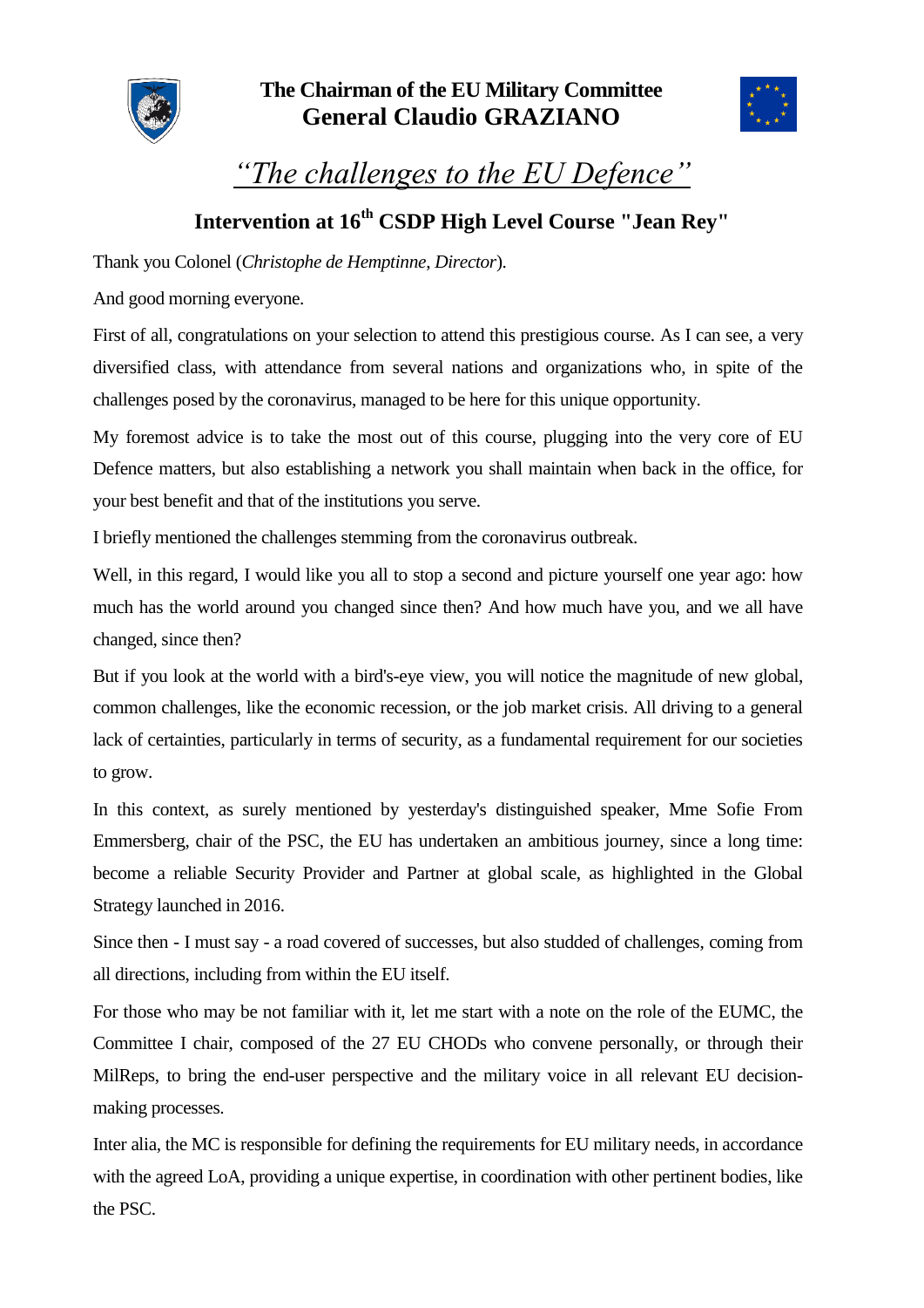**The Chairman of the EU Military Committee**
**General Claudio GRAZIANO**

# *“The challenges to the EU Defence”*

## Intervention at 16th CSDP High Level Course "Jean Rey"

Thank you Colonel (*Christophe de Hemptinne, Director*).

And good morning everyone.

First of all, congratulations on your selection to attend this prestigious course. As I can see, a very diversified class, with attendance from several nations and organizations who, in spite of the challenges posed by the coronavirus, managed to be here for this unique opportunity.

My foremost advice is to take the most out of this course, plugging into the very core of EU Defence matters, but also establishing a network you shall maintain when back in the office, for your best benefit and that of the institutions you serve.

I briefly mentioned the challenges stemming from the coronavirus outbreak.

Well, in this regard, I would like you all to stop a second and picture yourself one year ago: how much has the world around you changed since then? And how much have you, and we all have changed, since then?

But if you look at the world with a bird's-eye view, you will notice the magnitude of new global, common challenges, like the economic recession, or the job market crisis. All driving to a general lack of certainties, particularly in terms of security, as a fundamental requirement for our societies to grow.

In this context, as surely mentioned by yesterday's distinguished speaker, Mme Sofie From Emmersberg, chair of the PSC, the EU has undertaken an ambitious journey, since a long time: become a reliable Security Provider and Partner at global scale, as highlighted in the Global Strategy launched in 2016.

Since then - I must say - a road covered of successes, but also studded of challenges, coming from all directions, including from within the EU itself.

For those who may be not familiar with it, let me start with a note on the role of the EUMC, the Committee I chair, composed of the 27 EU CHODs who convene personally, or through their MilReps, to bring the end-user perspective and the military voice in all relevant EU decision-making processes.

Inter alia, the MC is responsible for defining the requirements for EU military needs, in accordance with the agreed LoA, providing a unique expertise, in coordination with other pertinent bodies, like the PSC.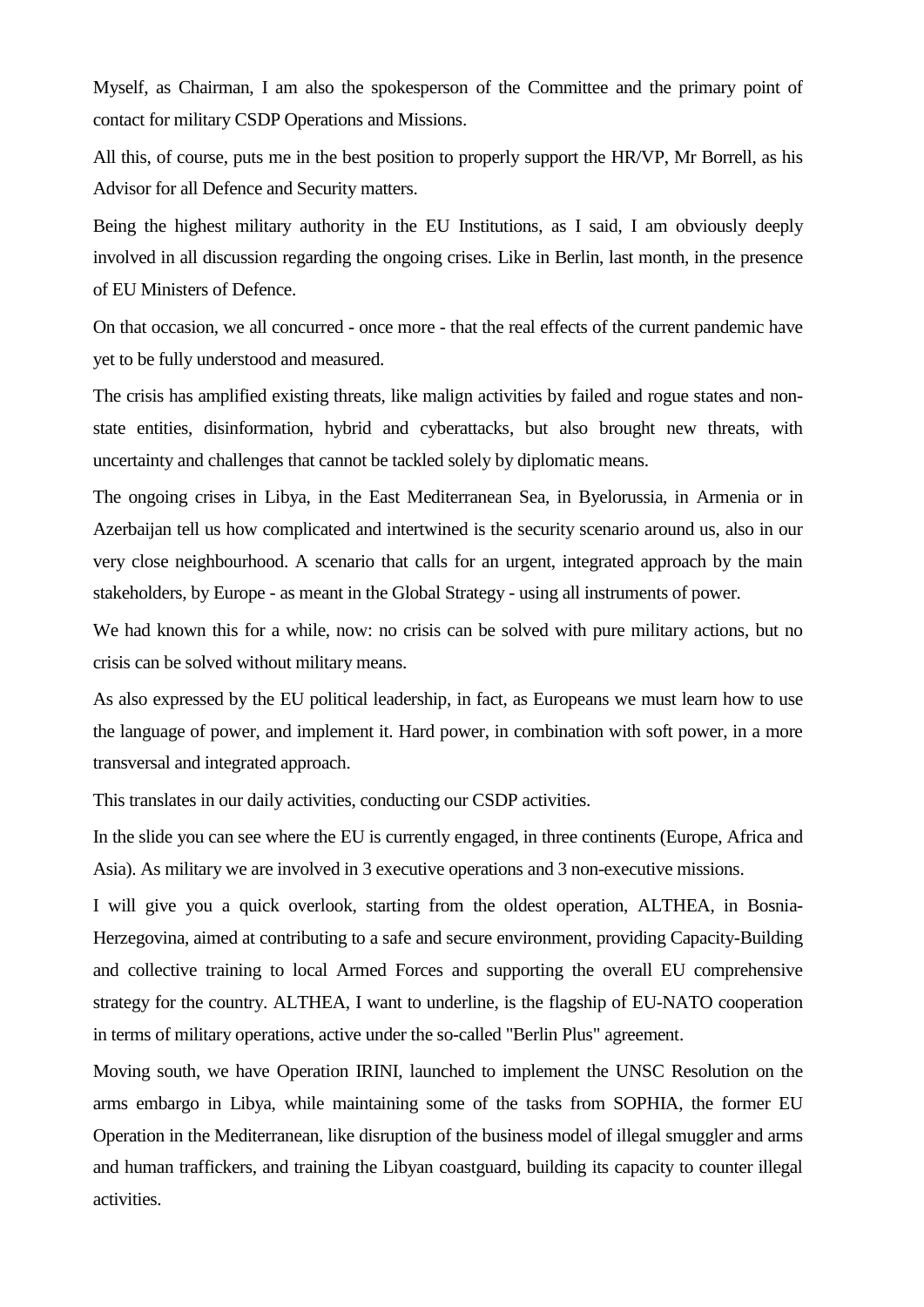Myself, as Chairman, I am also the spokesperson of the Committee and the primary point of contact for military CSDP Operations and Missions.

All this, of course, puts me in the best position to properly support the HR/VP, Mr Borrell, as his Advisor for all Defence and Security matters.

Being the highest military authority in the EU Institutions, as I said, I am obviously deeply involved in all discussion regarding the ongoing crises. Like in Berlin, last month, in the presence of EU Ministers of Defence.

On that occasion, we all concurred - once more - that the real effects of the current pandemic have yet to be fully understood and measured.

The crisis has amplified existing threats, like malign activities by failed and rogue states and non-state entities, disinformation, hybrid and cyberattacks, but also brought new threats, with uncertainty and challenges that cannot be tackled solely by diplomatic means.

The ongoing crises in Libya, in the East Mediterranean Sea, in Byelorussia, in Armenia or in Azerbaijan tell us how complicated and intertwined is the security scenario around us, also in our very close neighbourhood. A scenario that calls for an urgent, integrated approach by the main stakeholders, by Europe - as meant in the Global Strategy - using all instruments of power.

We had known this for a while, now: no crisis can be solved with pure military actions, but no crisis can be solved without military means.

As also expressed by the EU political leadership, in fact, as Europeans we must learn how to use the language of power, and implement it. Hard power, in combination with soft power, in a more transversal and integrated approach.

This translates in our daily activities, conducting our CSDP activities.

In the slide you can see where the EU is currently engaged, in three continents (Europe, Africa and Asia). As military we are involved in 3 executive operations and 3 non-executive missions.

I will give you a quick overlook, starting from the oldest operation, ALTHEA, in Bosnia-Herzegovina, aimed at contributing to a safe and secure environment, providing Capacity-Building and collective training to local Armed Forces and supporting the overall EU comprehensive strategy for the country. ALTHEA, I want to underline, is the flagship of EU-NATO cooperation in terms of military operations, active under the so-called "Berlin Plus" agreement.

Moving south, we have Operation IRINI, launched to implement the UNSC Resolution on the arms embargo in Libya, while maintaining some of the tasks from SOPHIA, the former EU Operation in the Mediterranean, like disruption of the business model of illegal smuggler and arms and human traffickers, and training the Libyan coastguard, building its capacity to counter illegal activities.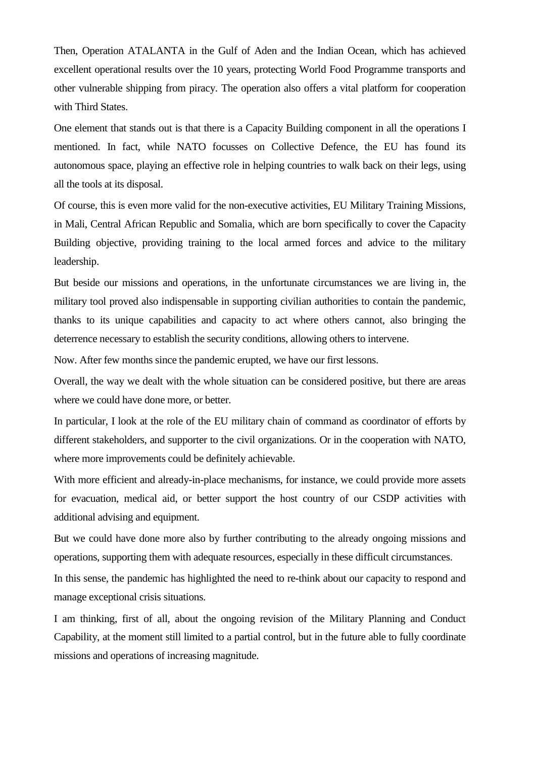Then, Operation ATALANTA in the Gulf of Aden and the Indian Ocean, which has achieved excellent operational results over the 10 years, protecting World Food Programme transports and other vulnerable shipping from piracy. The operation also offers a vital platform for cooperation with Third States.

One element that stands out is that there is a Capacity Building component in all the operations I mentioned. In fact, while NATO focusses on Collective Defence, the EU has found its autonomous space, playing an effective role in helping countries to walk back on their legs, using all the tools at its disposal.

Of course, this is even more valid for the non-executive activities, EU Military Training Missions, in Mali, Central African Republic and Somalia, which are born specifically to cover the Capacity Building objective, providing training to the local armed forces and advice to the military leadership.

But beside our missions and operations, in the unfortunate circumstances we are living in, the military tool proved also indispensable in supporting civilian authorities to contain the pandemic, thanks to its unique capabilities and capacity to act where others cannot, also bringing the deterrence necessary to establish the security conditions, allowing others to intervene.

Now. After few months since the pandemic erupted, we have our first lessons.

Overall, the way we dealt with the whole situation can be considered positive, but there are areas where we could have done more, or better.

In particular, I look at the role of the EU military chain of command as coordinator of efforts by different stakeholders, and supporter to the civil organizations. Or in the cooperation with NATO, where more improvements could be definitely achievable.

With more efficient and already-in-place mechanisms, for instance, we could provide more assets for evacuation, medical aid, or better support the host country of our CSDP activities with additional advising and equipment.

But we could have done more also by further contributing to the already ongoing missions and operations, supporting them with adequate resources, especially in these difficult circumstances.

In this sense, the pandemic has highlighted the need to re-think about our capacity to respond and manage exceptional crisis situations.

I am thinking, first of all, about the ongoing revision of the Military Planning and Conduct Capability, at the moment still limited to a partial control, but in the future able to fully coordinate missions and operations of increasing magnitude.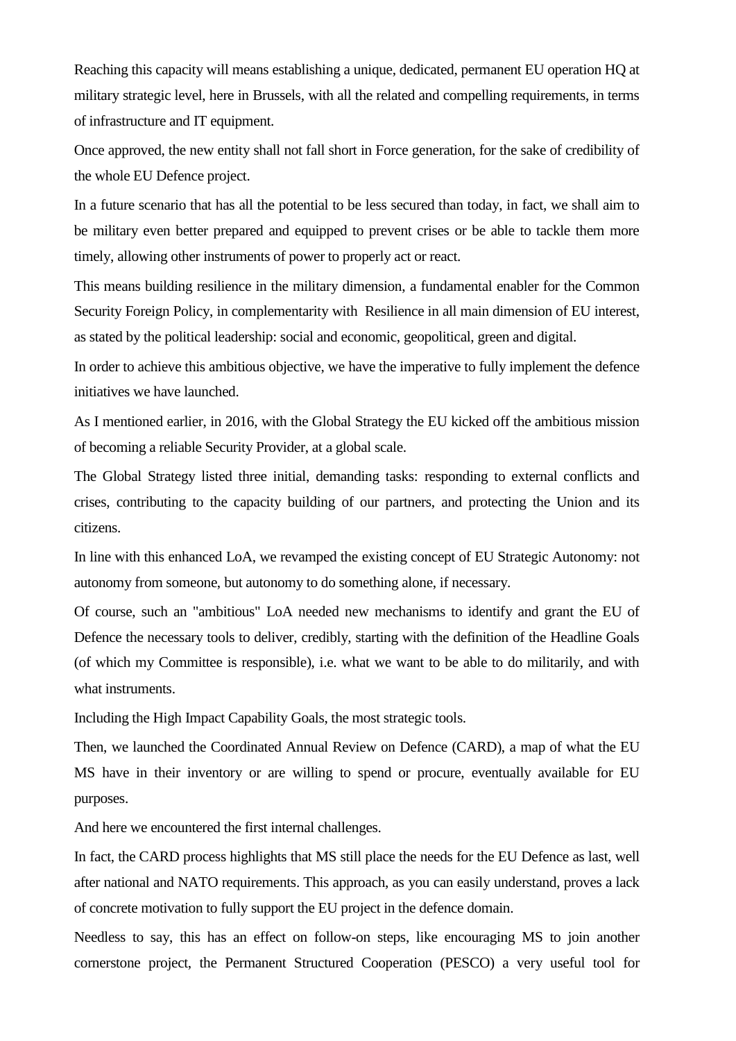Reaching this capacity will means establishing a unique, dedicated, permanent EU operation HQ at military strategic level, here in Brussels, with all the related and compelling requirements, in terms of infrastructure and IT equipment.

Once approved, the new entity shall not fall short in Force generation, for the sake of credibility of the whole EU Defence project.

In a future scenario that has all the potential to be less secured than today, in fact, we shall aim to be military even better prepared and equipped to prevent crises or be able to tackle them more timely, allowing other instruments of power to properly act or react.

This means building resilience in the military dimension, a fundamental enabler for the Common Security Foreign Policy, in complementarity with Resilience in all main dimension of EU interest, as stated by the political leadership: social and economic, geopolitical, green and digital.

In order to achieve this ambitious objective, we have the imperative to fully implement the defence initiatives we have launched.

As I mentioned earlier, in 2016, with the Global Strategy the EU kicked off the ambitious mission of becoming a reliable Security Provider, at a global scale.

The Global Strategy listed three initial, demanding tasks: responding to external conflicts and crises, contributing to the capacity building of our partners, and protecting the Union and its citizens.

In line with this enhanced LoA, we revamped the existing concept of EU Strategic Autonomy: not autonomy from someone, but autonomy to do something alone, if necessary.

Of course, such an "ambitious" LoA needed new mechanisms to identify and grant the EU of Defence the necessary tools to deliver, credibly, starting with the definition of the Headline Goals (of which my Committee is responsible), i.e. what we want to be able to do militarily, and with what instruments.

Including the High Impact Capability Goals, the most strategic tools.

Then, we launched the Coordinated Annual Review on Defence (CARD), a map of what the EU MS have in their inventory or are willing to spend or procure, eventually available for EU purposes.

And here we encountered the first internal challenges.

In fact, the CARD process highlights that MS still place the needs for the EU Defence as last, well after national and NATO requirements. This approach, as you can easily understand, proves a lack of concrete motivation to fully support the EU project in the defence domain.

Needless to say, this has an effect on follow-on steps, like encouraging MS to join another cornerstone project, the Permanent Structured Cooperation (PESCO) a very useful tool for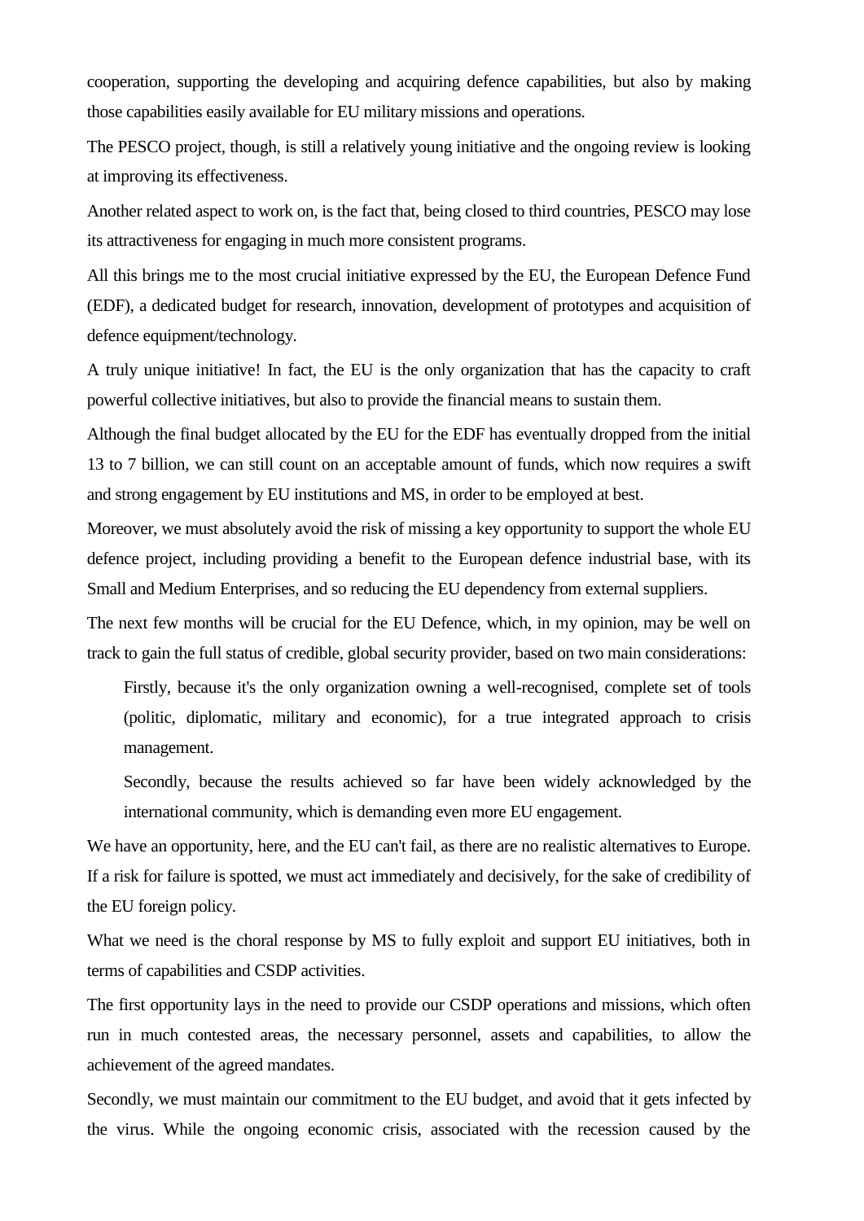cooperation, supporting the developing and acquiring defence capabilities, but also by making those capabilities easily available for EU military missions and operations.

The PESCO project, though, is still a relatively young initiative and the ongoing review is looking at improving its effectiveness.

Another related aspect to work on, is the fact that, being closed to third countries, PESCO may lose its attractiveness for engaging in much more consistent programs.

All this brings me to the most crucial initiative expressed by the EU, the European Defence Fund (EDF), a dedicated budget for research, innovation, development of prototypes and acquisition of defence equipment/technology.

A truly unique initiative! In fact, the EU is the only organization that has the capacity to craft powerful collective initiatives, but also to provide the financial means to sustain them.

Although the final budget allocated by the EU for the EDF has eventually dropped from the initial 13 to 7 billion, we can still count on an acceptable amount of funds, which now requires a swift and strong engagement by EU institutions and MS, in order to be employed at best.

Moreover, we must absolutely avoid the risk of missing a key opportunity to support the whole EU defence project, including providing a benefit to the European defence industrial base, with its Small and Medium Enterprises, and so reducing the EU dependency from external suppliers.

The next few months will be crucial for the EU Defence, which, in my opinion, may be well on track to gain the full status of credible, global security provider, based on two main considerations:

> Firstly, because it's the only organization owning a well-recognised, complete set of tools (politic, diplomatic, military and economic), for a true integrated approach to crisis management.
>
> Secondly, because the results achieved so far have been widely acknowledged by the international community, which is demanding even more EU engagement.

We have an opportunity, here, and the EU can't fail, as there are no realistic alternatives to Europe. If a risk for failure is spotted, we must act immediately and decisively, for the sake of credibility of the EU foreign policy.

What we need is the choral response by MS to fully exploit and support EU initiatives, both in terms of capabilities and CSDP activities.

The first opportunity lays in the need to provide our CSDP operations and missions, which often run in much contested areas, the necessary personnel, assets and capabilities, to allow the achievement of the agreed mandates.

Secondly, we must maintain our commitment to the EU budget, and avoid that it gets infected by the virus. While the ongoing economic crisis, associated with the recession caused by the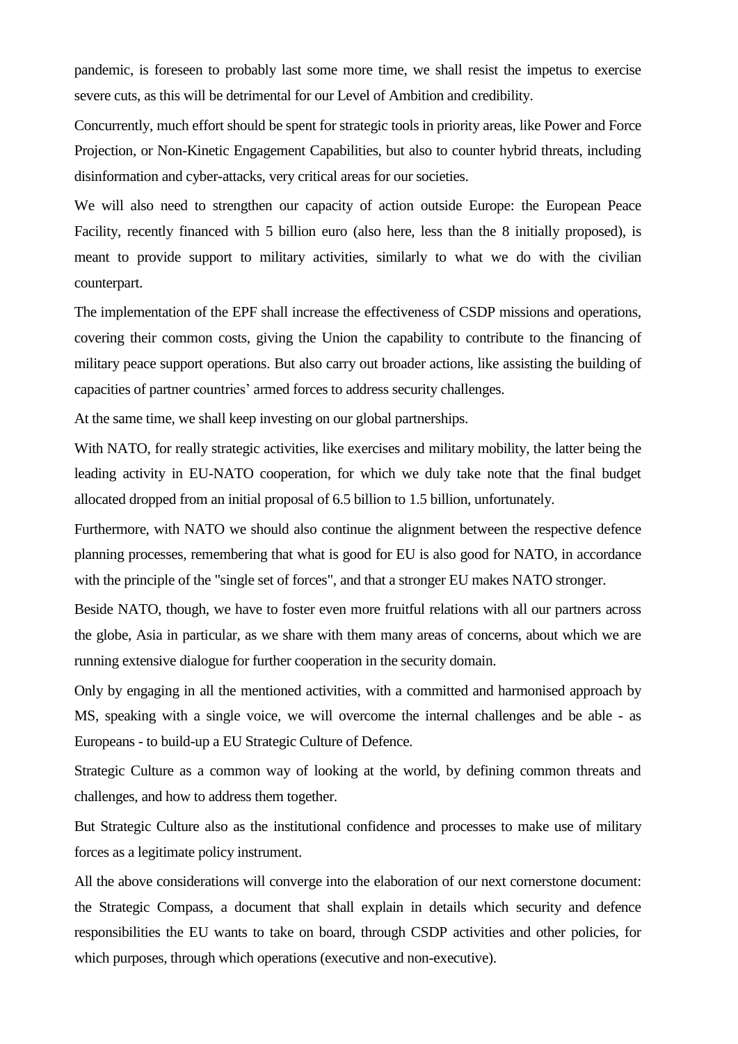pandemic, is foreseen to probably last some more time, we shall resist the impetus to exercise severe cuts, as this will be detrimental for our Level of Ambition and credibility.

Concurrently, much effort should be spent for strategic tools in priority areas, like Power and Force Projection, or Non-Kinetic Engagement Capabilities, but also to counter hybrid threats, including disinformation and cyber-attacks, very critical areas for our societies.

We will also need to strengthen our capacity of action outside Europe: the European Peace Facility, recently financed with 5 billion euro (also here, less than the 8 initially proposed), is meant to provide support to military activities, similarly to what we do with the civilian counterpart.

The implementation of the EPF shall increase the effectiveness of CSDP missions and operations, covering their common costs, giving the Union the capability to contribute to the financing of military peace support operations. But also carry out broader actions, like assisting the building of capacities of partner countries' armed forces to address security challenges.

At the same time, we shall keep investing on our global partnerships.

With NATO, for really strategic activities, like exercises and military mobility, the latter being the leading activity in EU-NATO cooperation, for which we duly take note that the final budget allocated dropped from an initial proposal of 6.5 billion to 1.5 billion, unfortunately.

Furthermore, with NATO we should also continue the alignment between the respective defence planning processes, remembering that what is good for EU is also good for NATO, in accordance with the principle of the "single set of forces", and that a stronger EU makes NATO stronger.

Beside NATO, though, we have to foster even more fruitful relations with all our partners across the globe, Asia in particular, as we share with them many areas of concerns, about which we are running extensive dialogue for further cooperation in the security domain.

Only by engaging in all the mentioned activities, with a committed and harmonised approach by MS, speaking with a single voice, we will overcome the internal challenges and be able - as Europeans - to build-up a EU Strategic Culture of Defence.

Strategic Culture as a common way of looking at the world, by defining common threats and challenges, and how to address them together.

But Strategic Culture also as the institutional confidence and processes to make use of military forces as a legitimate policy instrument.

All the above considerations will converge into the elaboration of our next cornerstone document: the Strategic Compass, a document that shall explain in details which security and defence responsibilities the EU wants to take on board, through CSDP activities and other policies, for which purposes, through which operations (executive and non-executive).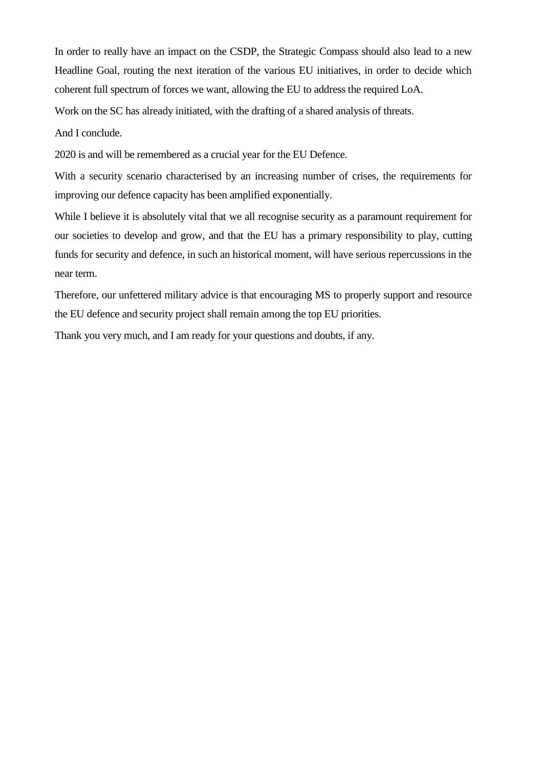In order to really have an impact on the CSDP, the Strategic Compass should also lead to a new Headline Goal, routing the next iteration of the various EU initiatives, in order to decide which coherent full spectrum of forces we want, allowing the EU to address the required LoA.

Work on the SC has already initiated, with the drafting of a shared analysis of threats.

And I conclude.

2020 is and will be remembered as a crucial year for the EU Defence.

With a security scenario characterised by an increasing number of crises, the requirements for improving our defence capacity has been amplified exponentially.

While I believe it is absolutely vital that we all recognise security as a paramount requirement for our societies to develop and grow, and that the EU has a primary responsibility to play, cutting funds for security and defence, in such an historical moment, will have serious repercussions in the near term.

Therefore, our unfettered military advice is that encouraging MS to properly support and resource the EU defence and security project shall remain among the top EU priorities.

Thank you very much, and I am ready for your questions and doubts, if any.